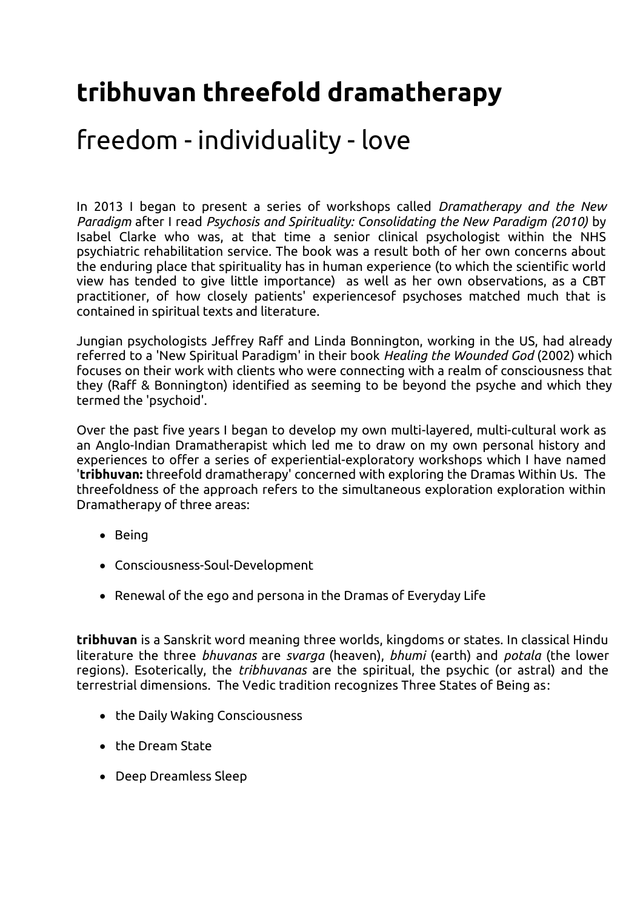# tribhuvan threefold dramatherapy

## freedom - individuality - love

In 2013 I began to present a series of workshops called *Dramatherapy and the New Paradigm* after I read *Psychosis and Spirituality: Consolidating the New Paradigm (2010)* by Isabel Clarke who was, at that time a senior clinical psychologist within the NHS psychiatric rehabilitation service. The book was a result both of her own concerns about the enduring place that spirituality has in human experience (to which the scientific world view has tended to give little importance) as well as her own observations, as a CBT practitioner, of how closely patients' experiencesof psychoses matched much that is contained in spiritual texts and literature.

Jungian psychologists Jeffrey Raff and Linda Bonnington, working in the US, had already referred to a 'New Spiritual Paradigm' in their book *Healing the Wounded God* (2002) which focuses on their work with clients who were connecting with a realm of consciousness that they (Raff & Bonnington) identified as seeming to be beyond the psyche and which they termed the 'psychoid'.

Over the past five years I began to develop my own multi-layered, multi-cultural work as an Anglo-Indian Dramatherapist which led me to draw on my own personal history and experiences to offer a series of experiential-exploratory workshops which I have named '**tribhuvan:** threefold dramatherapy' concerned with exploring the Dramas Within Us. The threefoldness of the approach refers to the simultaneous exploration exploration within Dramatherapy of three areas:

- Being
- Consciousness-Soul-Development
- Renewal of the ego and persona in the Dramas of Everyday Life

**tribhuvan** is a Sanskrit word meaning three worlds, kingdoms or states. In classical Hindu literature the three *bhuvanas* are *svarga* (heaven), *bhumi* (earth) and *potala* (the lower regions). Esoterically, the *tribhuvanas* are the spiritual, the psychic (or astral) and the terrestrial dimensions. The Vedic tradition recognizes Three States of Being as:

- the Daily Waking Consciousness
- the Dream State
- Deep Dreamless Sleep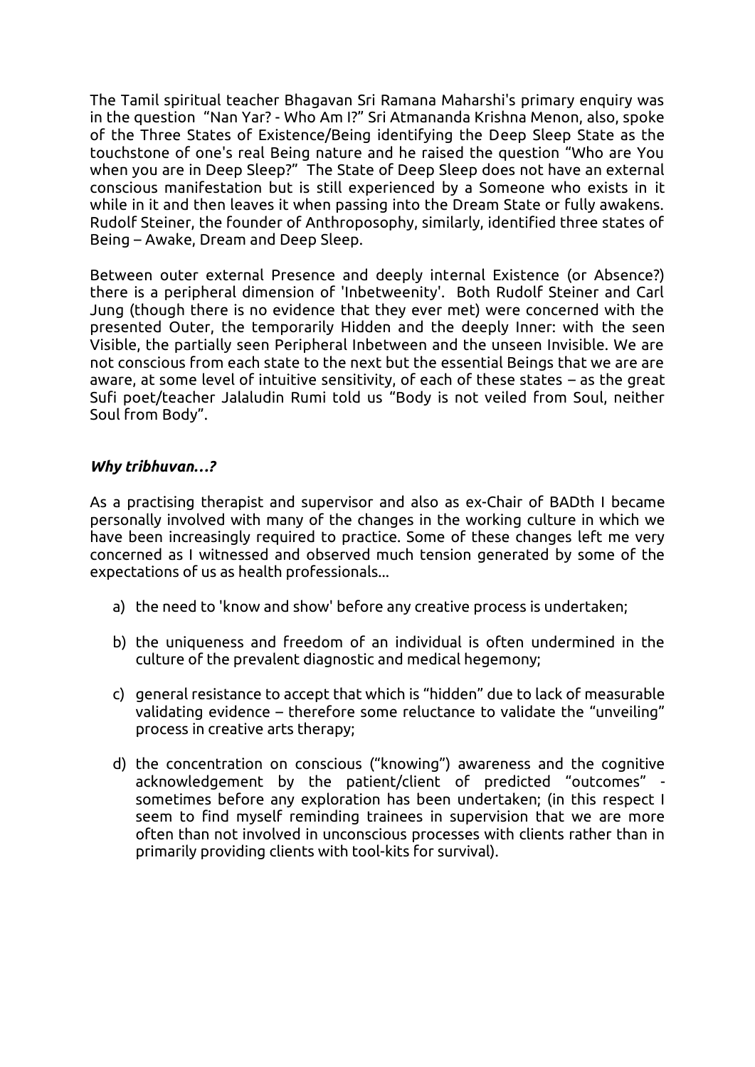The Tamil spiritual teacher Bhagavan Sri Ramana Maharshi's primary enquiry was in the question "Nan Yar? - Who Am I?" Sri Atmananda Krishna Menon, also, spoke of the Three States of Existence/Being identifying the Deep Sleep State as the touchstone of one's real Being nature and he raised the question "Who are You when you are in Deep Sleep?" The State of Deep Sleep does not have an external conscious manifestation but is still experienced by a Someone who exists in it while in it and then leaves it when passing into the Dream State or fully awakens. Rudolf Steiner, the founder of Anthroposophy, similarly, identified three states of Being – Awake, Dream and Deep Sleep.

Between outer external Presence and deeply internal Existence (or Absence?) there is a peripheral dimension of 'Inbetweenity'. Both Rudolf Steiner and Carl Jung (though there is no evidence that they ever met) were concerned with the presented Outer, the temporarily Hidden and the deeply Inner: with the seen Visible, the partially seen Peripheral Inbetween and the unseen Invisible. We are not conscious from each state to the next but the essential Beings that we are are aware, at some level of intuitive sensitivity, of each of these states – as the great Sufi poet/teacher Jalaludin Rumi told us "Body is not veiled from Soul, neither Soul from Body".

### *Why tribhuvan…?*

As a practising therapist and supervisor and also as ex-Chair of BADth I became personally involved with many of the changes in the working culture in which we have been increasingly required to practice. Some of these changes left me very concerned as I witnessed and observed much tension generated by some of the expectations of us as health professionals...

a) the need to 'know and show' before any creative process is undertaken;

b) the uniqueness and freedom of an individual is often undermined in the culture of the prevalent diagnostic and medical hegemony;

c) general resistance to accept that which is "hidden" due to lack of measurable validating evidence – therefore some reluctance to validate the "unveiling" process in creative arts therapy;

d) the concentration on conscious ("knowing") awareness and the cognitive acknowledgement by the patient/client of predicted "outcomes" - sometimes before any exploration has been undertaken; (in this respect I seem to find myself reminding trainees in supervision that we are more often than not involved in unconscious processes with clients rather than in primarily providing clients with tool-kits for survival).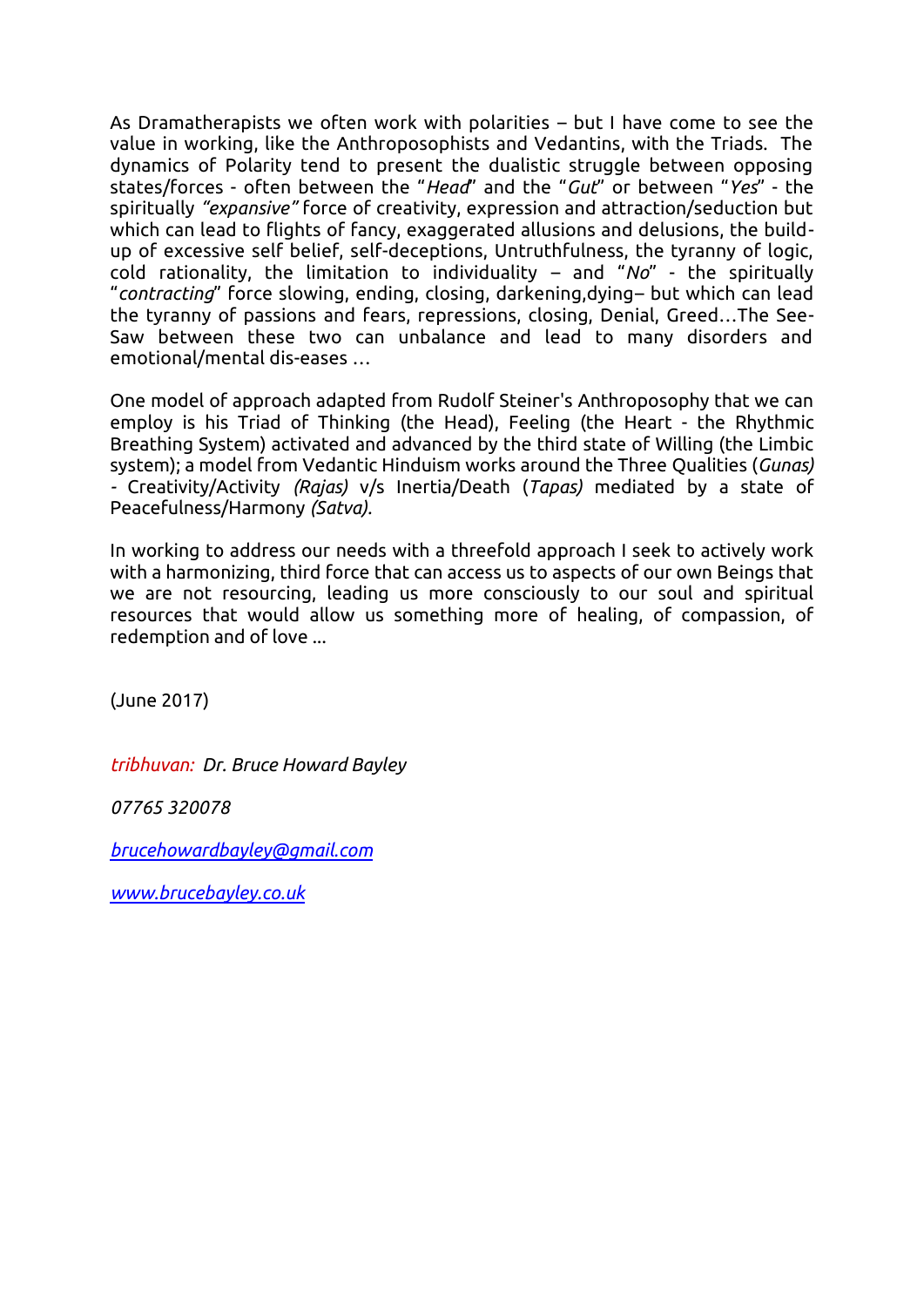As Dramatherapists we often work with polarities – but I have come to see the value in working, like the Anthroposophists and Vedantins, with the Triads. The dynamics of Polarity tend to present the dualistic struggle between opposing states/forces - often between the "*Head*" and the "*Gut*" or between "*Yes*" - the spiritually *"expansive"* force of creativity, expression and attraction/seduction but which can lead to flights of fancy, exaggerated allusions and delusions, the build-up of excessive self belief, self-deceptions, Untruthfulness, the tyranny of logic, cold rationality, the limitation to individuality – and "*No*" - the spiritually "*contracting*" force slowing, ending, closing, darkening,dying– but which can lead the tyranny of passions and fears, repressions, closing, Denial, Greed…The See-Saw between these two can unbalance and lead to many disorders and emotional/mental dis-eases …

One model of approach adapted from Rudolf Steiner's Anthroposophy that we can employ is his Triad of Thinking (the Head), Feeling (the Heart - the Rhythmic Breathing System) activated and advanced by the third state of Willing (the Limbic system); a model from Vedantic Hinduism works around the Three Qualities (*Gunas)* - Creativity/Activity *(Rajas)* v/s Inertia/Death (*Tapas)* mediated by a state of Peacefulness/Harmony *(Satva).*

In working to address our needs with a threefold approach I seek to actively work with a harmonizing, third force that can access us to aspects of our own Beings that we are not resourcing, leading us more consciously to our soul and spiritual resources that would allow us something more of healing, of compassion, of redemption and of love ...

(June 2017)

*tribhuvan: Dr. Bruce Howard Bayley*

*07765 320078*

*brucehowardbayley@gmail.com*

*www.brucebayley.co.uk*